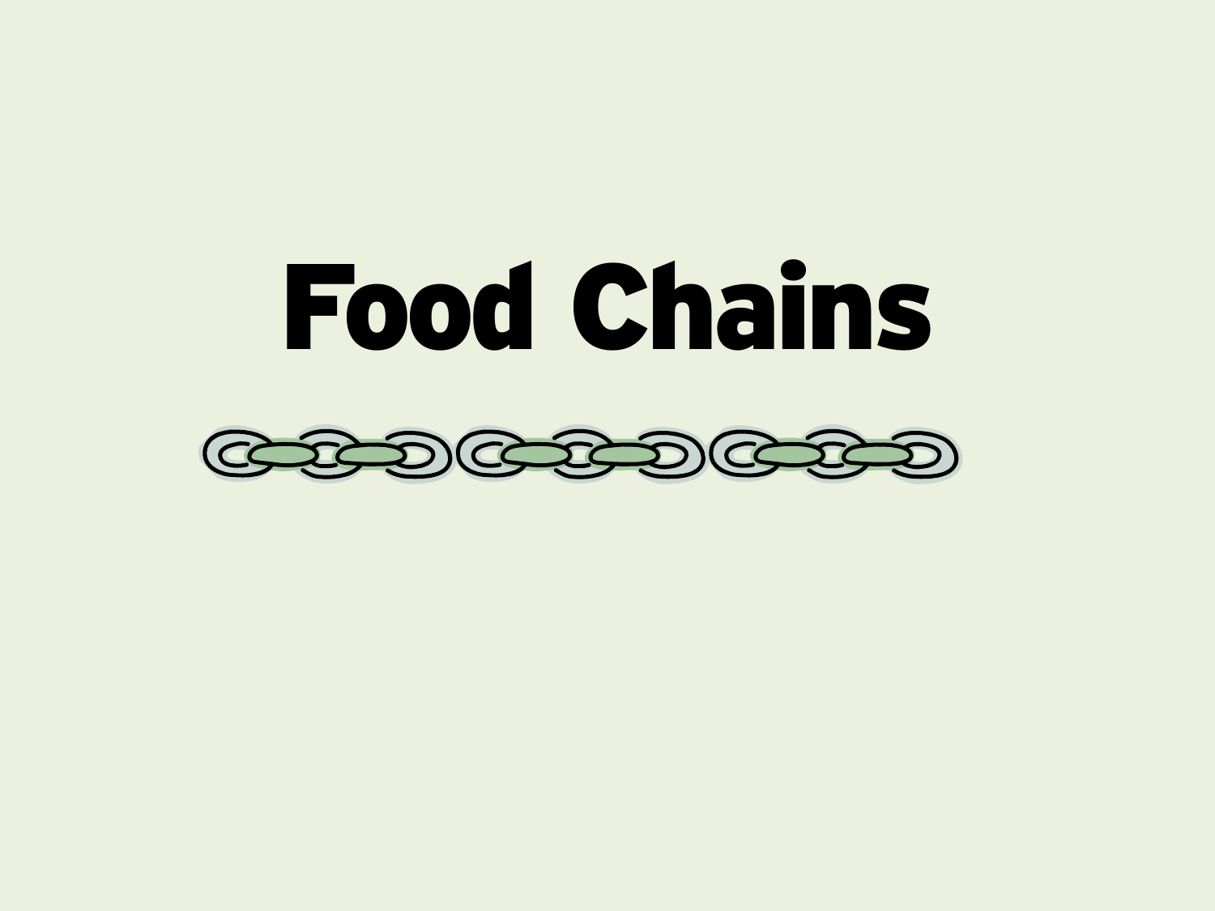# Food Chains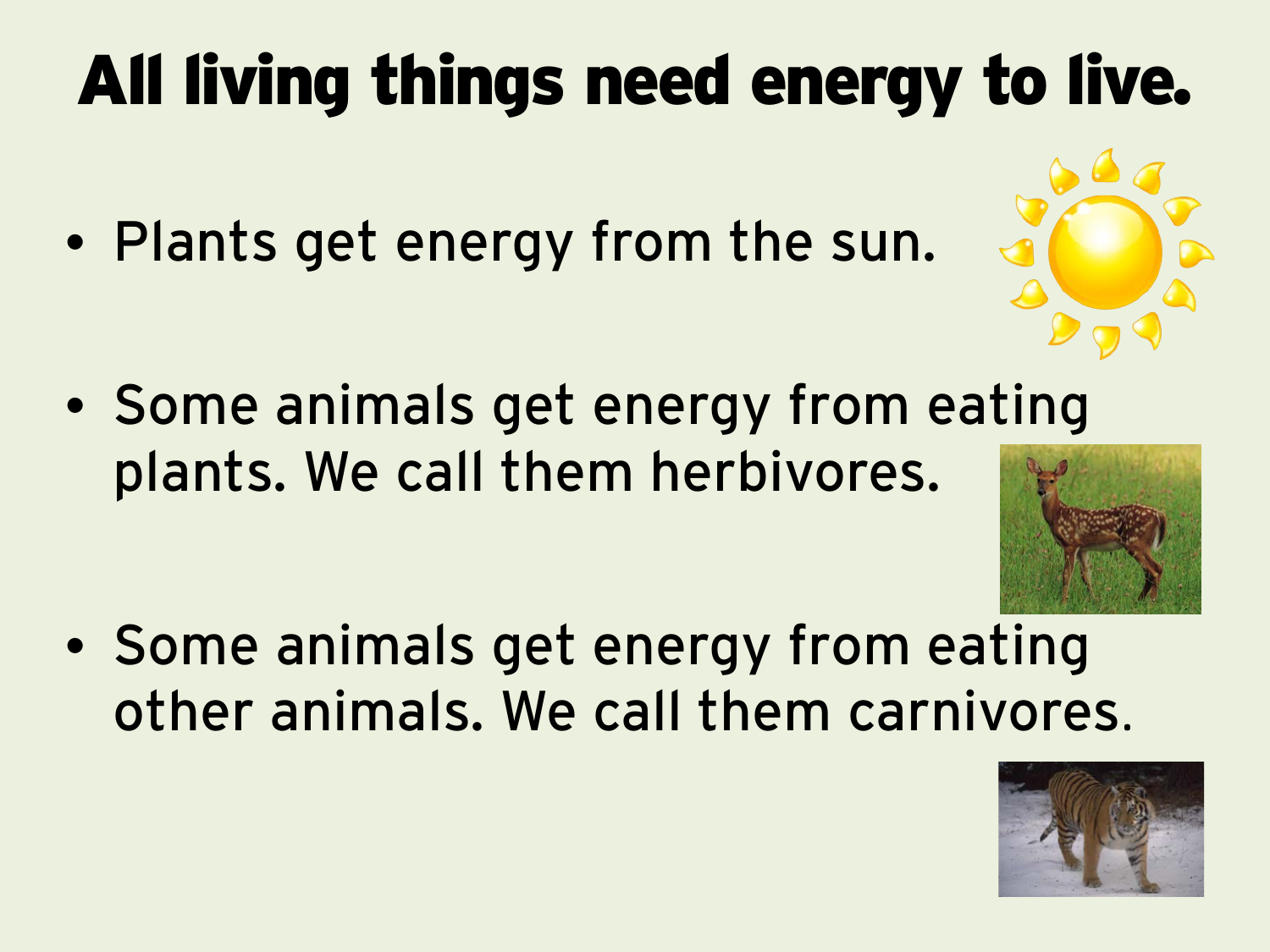# All living things need energy to live.

- Plants get energy from the sun.
- Some animals get energy from eating plants. We call them herbivores.
- Some animals get energy from eating other animals. We call them carnivores.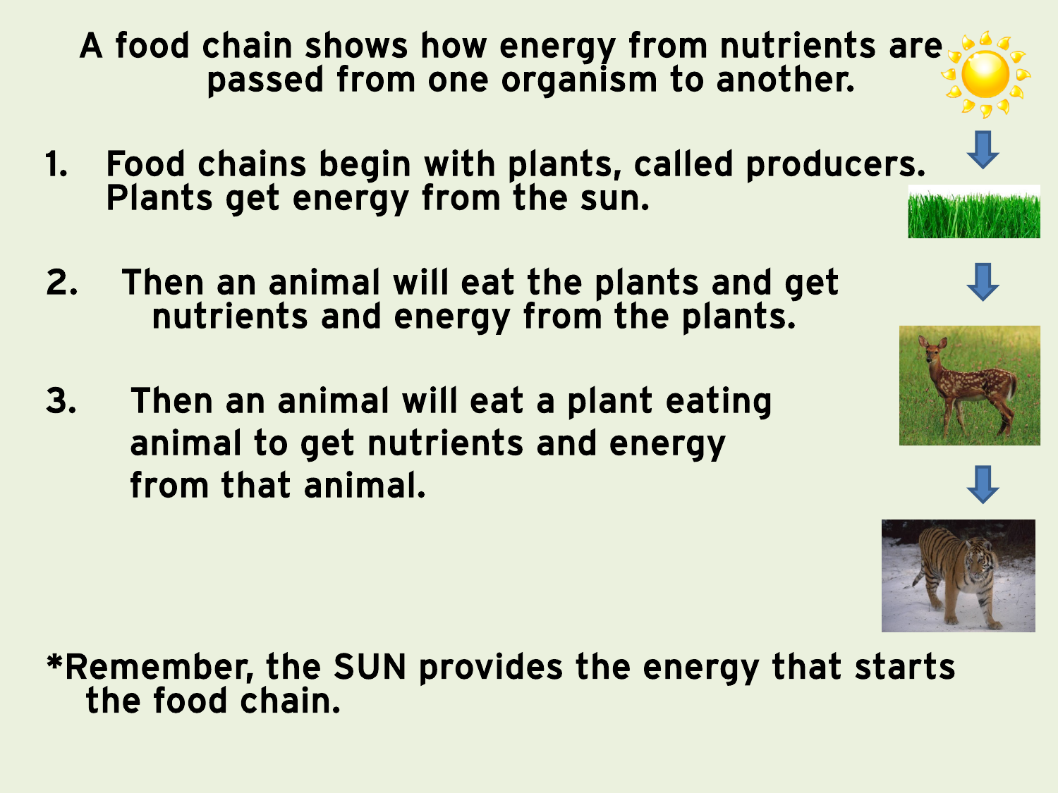# A food chain shows how energy from nutrients are passed from one organism to another.

1. Food chains begin with plants, called producers. Plants get energy from the sun.
2. Then an animal will eat the plants and get nutrients and energy from the plants.
3. Then an animal will eat a plant eating animal to get nutrients and energy from that animal.

*Remember, the SUN provides the energy that starts the food chain.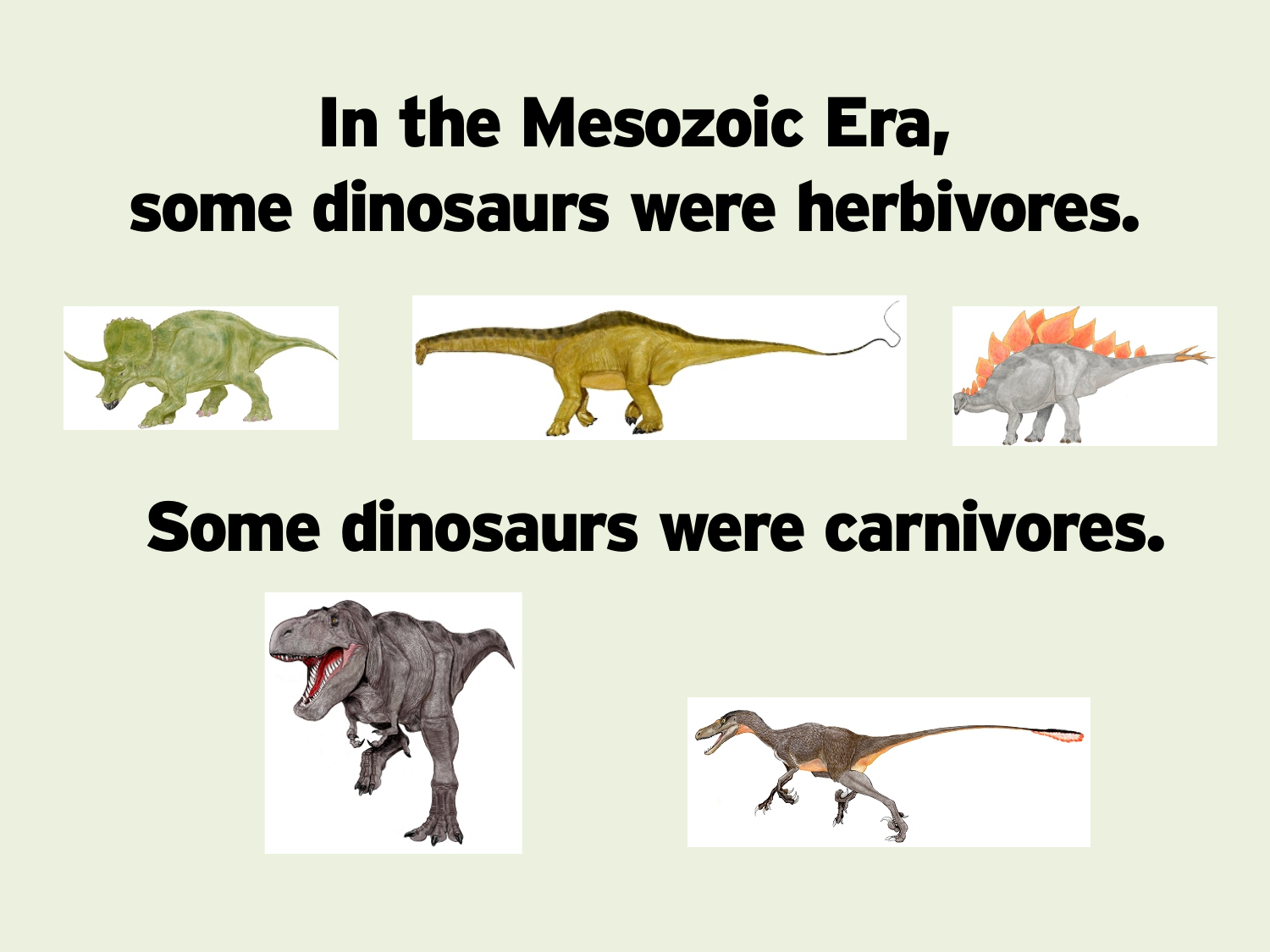# In the Mesozoic Era, some dinosaurs were herbivores.

# Some dinosaurs were carnivores.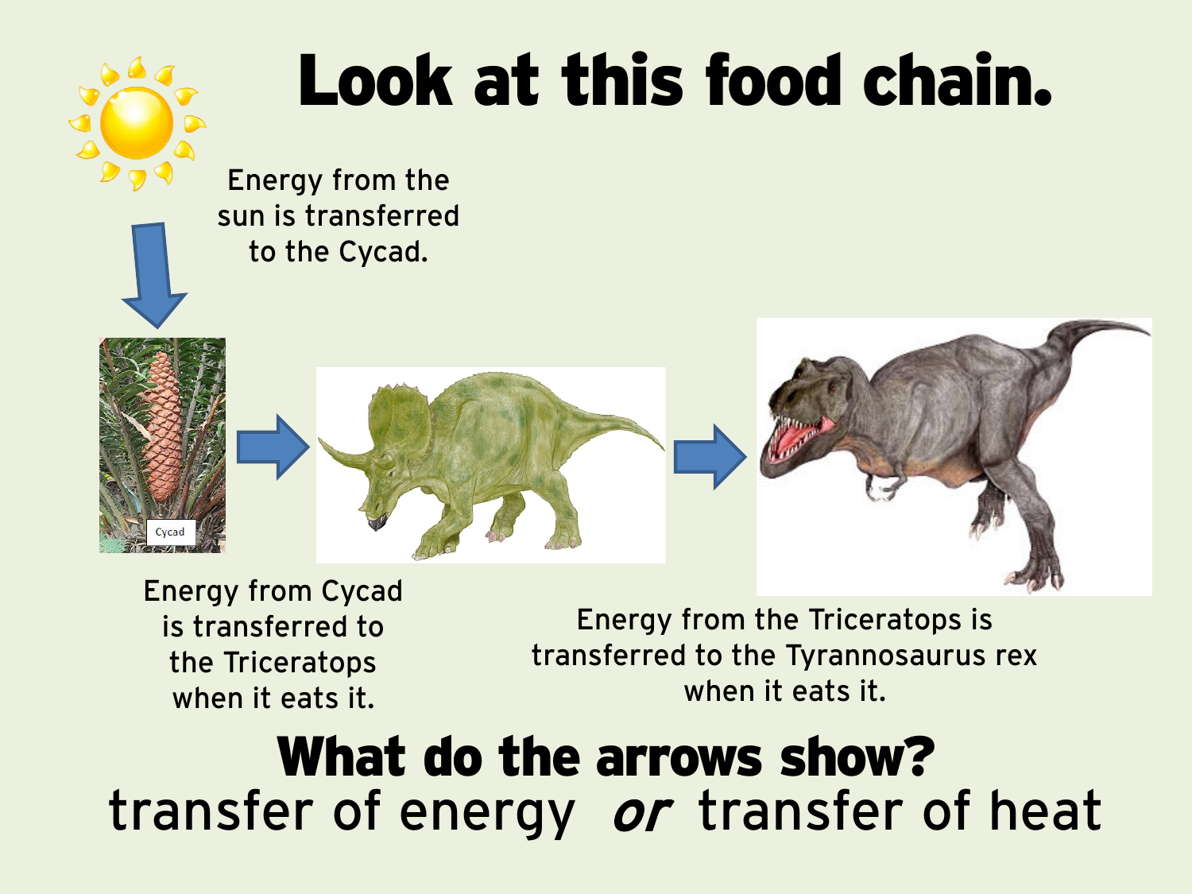# Look at this food chain.

Energy from the sun is transferred to the Cycad.

Cycad

Energy from Cycad is transferred to the Triceratops when it eats it.

Energy from the Triceratops is transferred to the Tyrannosaurus rex when it eats it.

**What do the arrows show?**

transfer of energy *or* transfer of heat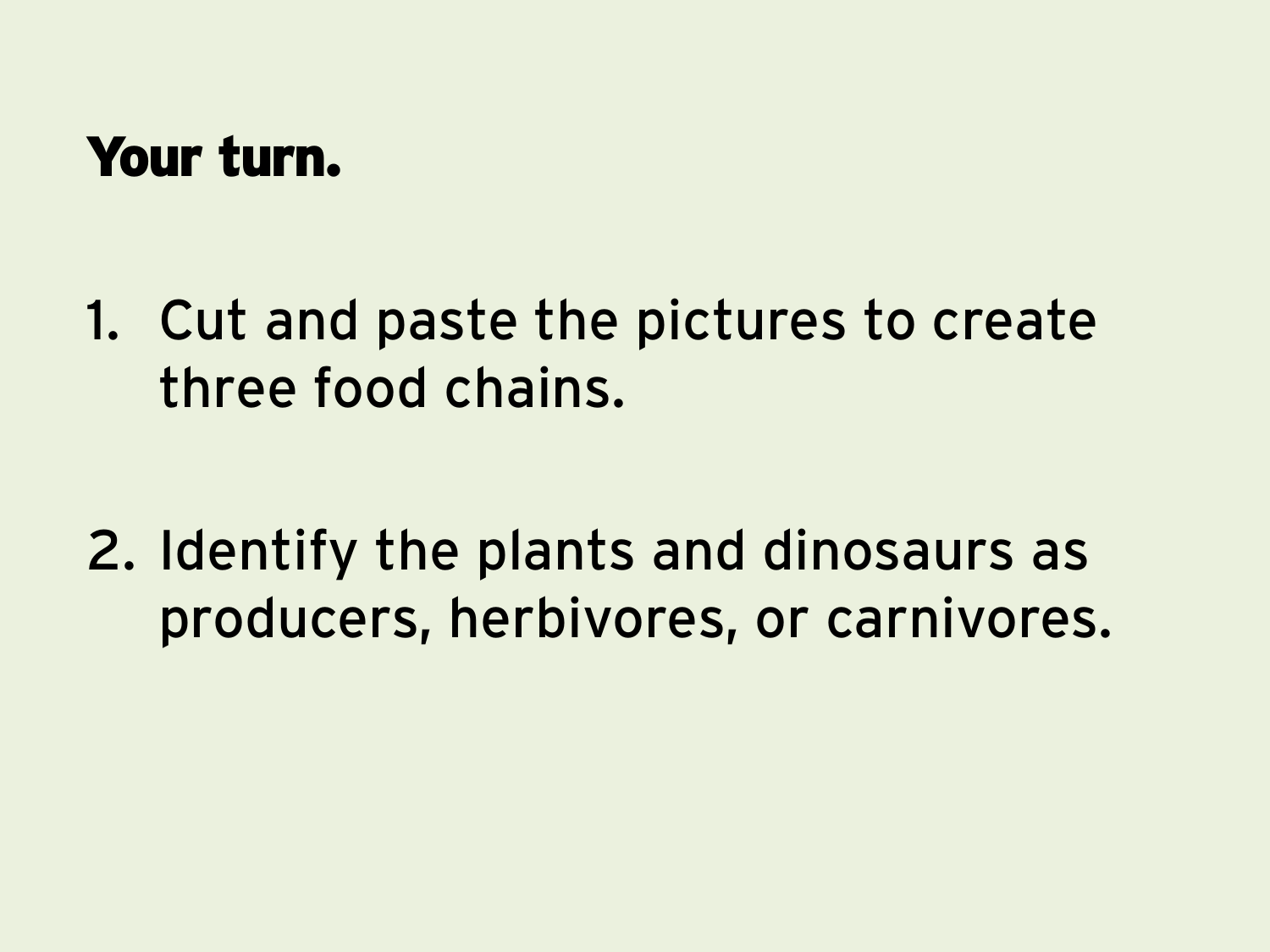**Your turn.**

1. Cut and paste the pictures to create three food chains.

2. Identify the plants and dinosaurs as producers, herbivores, or carnivores.